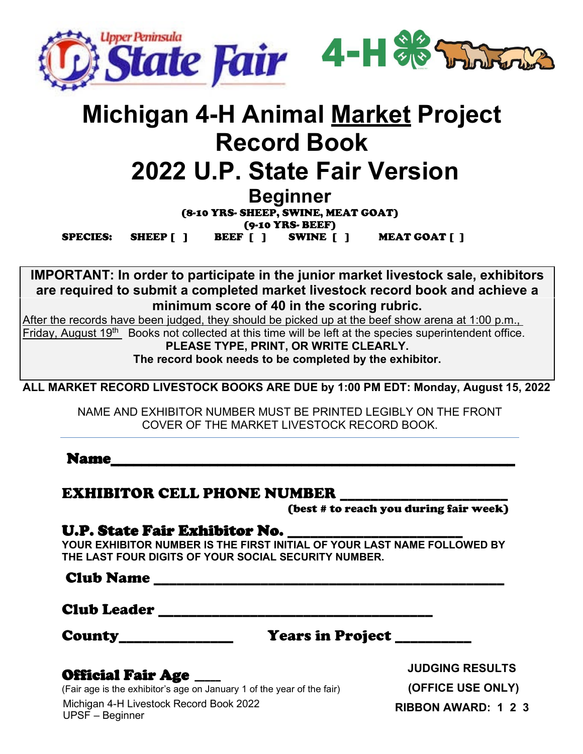Upper Peninsula State Fair

4-H

# Michigan 4-H Animal Market Project Record Book

# 2022 U.P. State Fair Version

## Beginner

(8-10 YRS- SHEEP, SWINE, MEAT GOAT)

(9-10 YRS- BEEF)

**SPECIES:** SHEEP [ ] BEEF [ ] SWINE [ ] MEAT GOAT [ ]

**IMPORTANT: In order to participate in the junior market livestock sale, exhibitors are required to submit a completed market livestock record book and achieve a minimum score of 40 in the scoring rubric.**

After the records have been judged, they should be picked up at the beef show arena at 1:00 p.m., Friday, August 19th Books not collected at this time will be left at the species superintendent office.

**PLEASE TYPE, PRINT, OR WRITE CLEARLY.**

**The record book needs to be completed by the exhibitor.**

**ALL MARKET RECORD LIVESTOCK BOOKS ARE DUE by 1:00 PM EDT: Monday, August 15, 2022**

NAME AND EXHIBITOR NUMBER MUST BE PRINTED LEGIBLY ON THE FRONT COVER OF THE MARKET LIVESTOCK RECORD BOOK.

**Name**________________________________________________

**EXHIBITOR CELL PHONE NUMBER** ____________________
(best # to reach you during fair week)

**U.P. State Fair Exhibitor No.** _____________________

**YOUR EXHIBITOR NUMBER IS THE FIRST INITIAL OF YOUR LAST NAME FOLLOWED BY THE LAST FOUR DIGITS OF YOUR SOCIAL SECURITY NUMBER.**

**Club Name** ____________________________________________

**Club Leader** ________________________________

**County**______________ **Years in Project** _________

**Official Fair Age** ___

(Fair age is the exhibitor's age on January 1 of the year of the fair)

Michigan 4-H Livestock Record Book 2022
UPSF – Beginner

**JUDGING RESULTS**

**(OFFICE USE ONLY)**

**RIBBON AWARD: 1 2 3**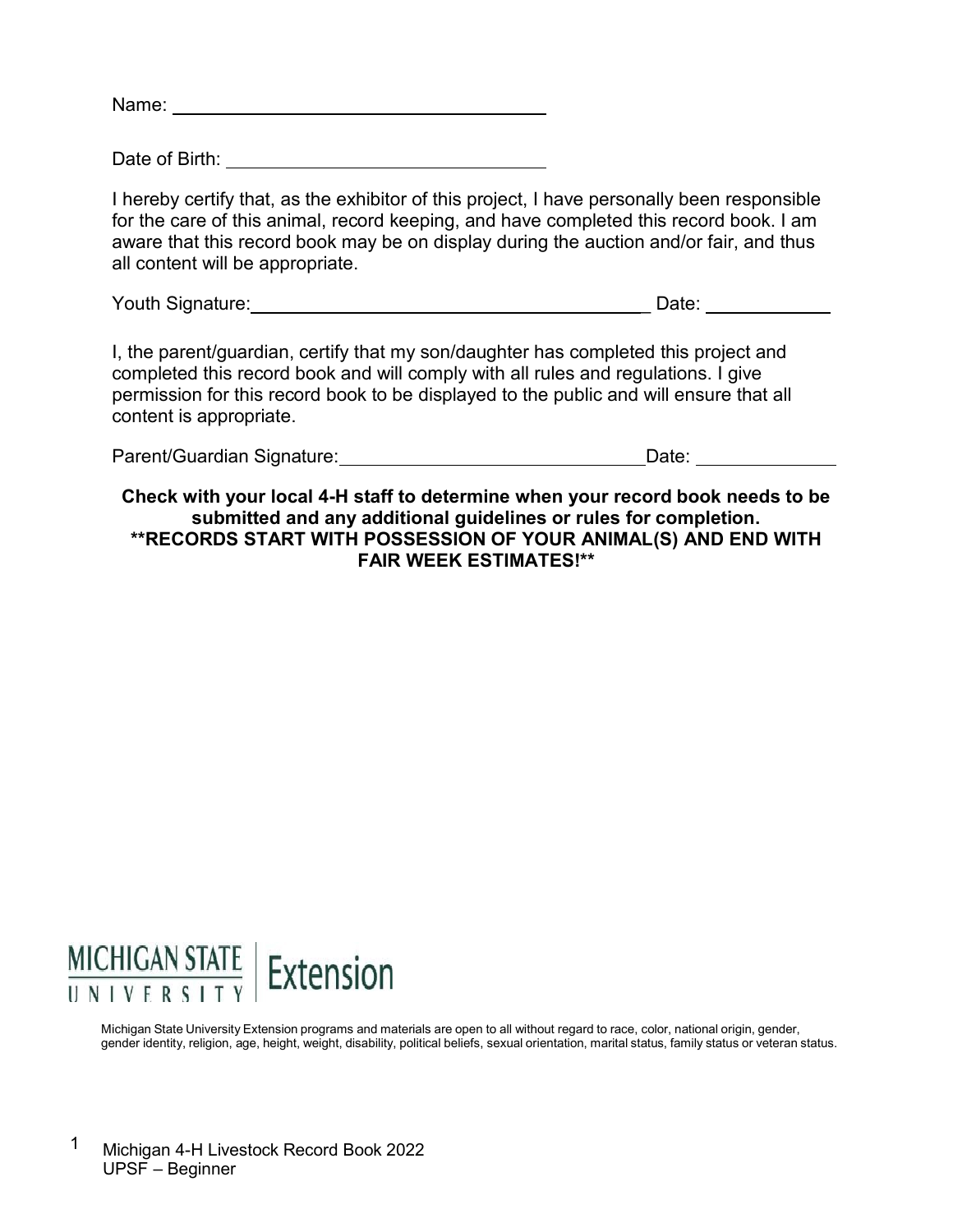Name: ______________________________________

Date of Birth: ________________________________

I hereby certify that, as the exhibitor of this project, I have personally been responsible for the care of this animal, record keeping, and have completed this record book. I am aware that this record book may be on display during the auction and/or fair, and thus all content will be appropriate.

Youth Signature: ________________________________________ Date: ____________

I, the parent/guardian, certify that my son/daughter has completed this project and completed this record book and will comply with all rules and regulations. I give permission for this record book to be displayed to the public and will ensure that all content is appropriate.

Parent/Guardian Signature: ______________________________ Date: ______________

**Check with your local 4-H staff to determine when your record book needs to be submitted and any additional guidelines or rules for completion.**
****RECORDS START WITH POSSESSION OF YOUR ANIMAL(S) AND END WITH FAIR WEEK ESTIMATES!****

MICHIGAN STATE UNIVERSITY | Extension

Michigan State University Extension programs and materials are open to all without regard to race, color, national origin, gender, gender identity, religion, age, height, weight, disability, political beliefs, sexual orientation, marital status, family status or veteran status.

Michigan 4-H Livestock Record Book 2022
UPSF – Beginner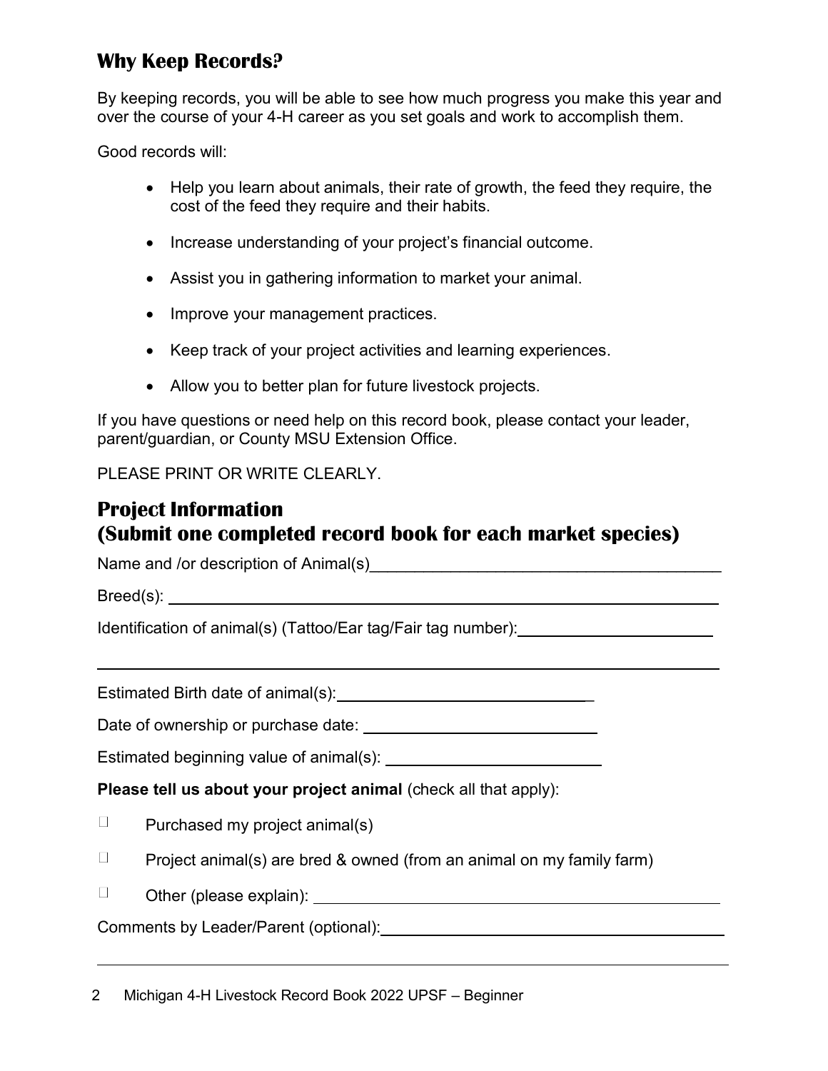## Why Keep Records?

By keeping records, you will be able to see how much progress you make this year and over the course of your 4-H career as you set goals and work to accomplish them.

Good records will:

- Help you learn about animals, their rate of growth, the feed they require, the cost of the feed they require and their habits.
- Increase understanding of your project's financial outcome.
- Assist you in gathering information to market your animal.
- Improve your management practices.
- Keep track of your project activities and learning experiences.
- Allow you to better plan for future livestock projects.

If you have questions or need help on this record book, please contact your leader, parent/guardian, or County MSU Extension Office.

PLEASE PRINT OR WRITE CLEARLY.

## Project Information
## (Submit one completed record book for each market species)

Name and /or description of Animal(s)________________________________________

Breed(s): ________________________________________________________________

Identification of animal(s) (Tattoo/Ear tag/Fair tag number):______________________

________________________________________________________________________

Estimated Birth date of animal(s):_____________________________

Date of ownership or purchase date: ___________________________

Estimated beginning value of animal(s): ________________________

**Please tell us about your project animal** (check all that apply):

☐ Purchased my project animal(s)

☐ Project animal(s) are bred & owned (from an animal on my family farm)

☐ Other (please explain): ______________________________________________

Comments by Leader/Parent (optional):__________________________________________

________________________________________________________________________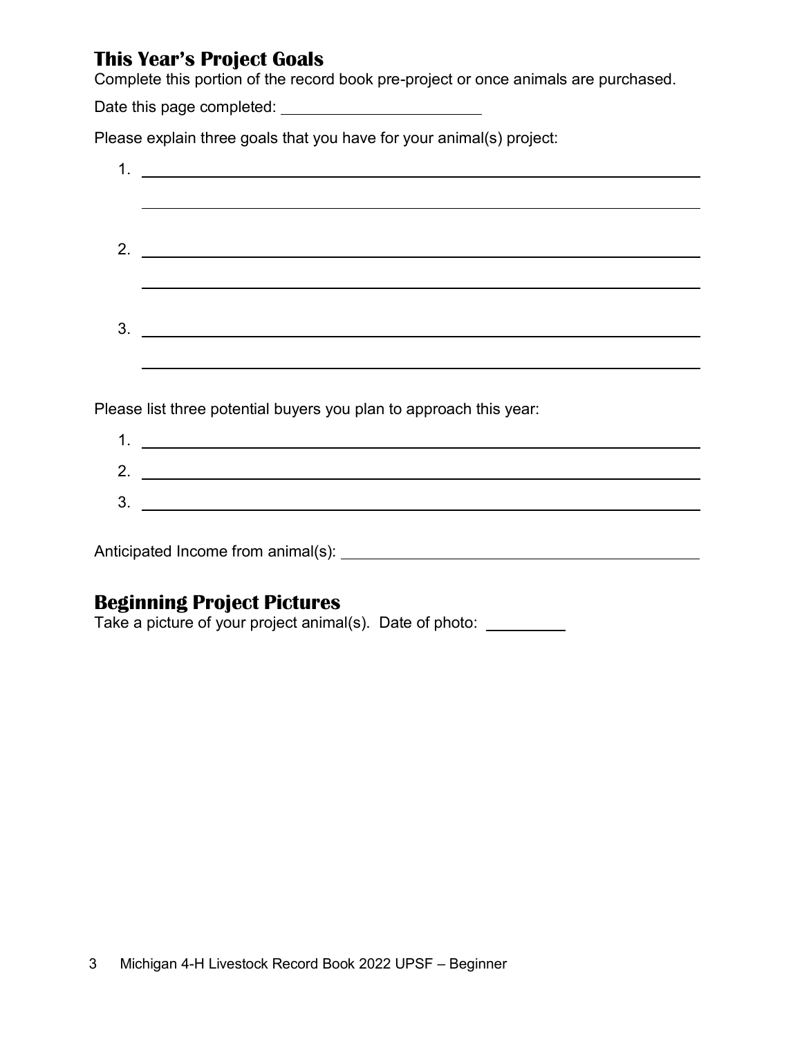## This Year's Project Goals

Complete this portion of the record book pre-project or once animals are purchased.

Date this page completed: ______________________

Please explain three goals that you have for your animal(s) project:

1. ______________________________________________________________
   ______________________________________________________________

2. ______________________________________________________________
   ______________________________________________________________

3. ______________________________________________________________
   ______________________________________________________________

Please list three potential buyers you plan to approach this year:

1. ______________________________________________________________
2. ______________________________________________________________
3. ______________________________________________________________

Anticipated Income from animal(s): ________________________________

## Beginning Project Pictures

Take a picture of your project animal(s). Date of photo: _________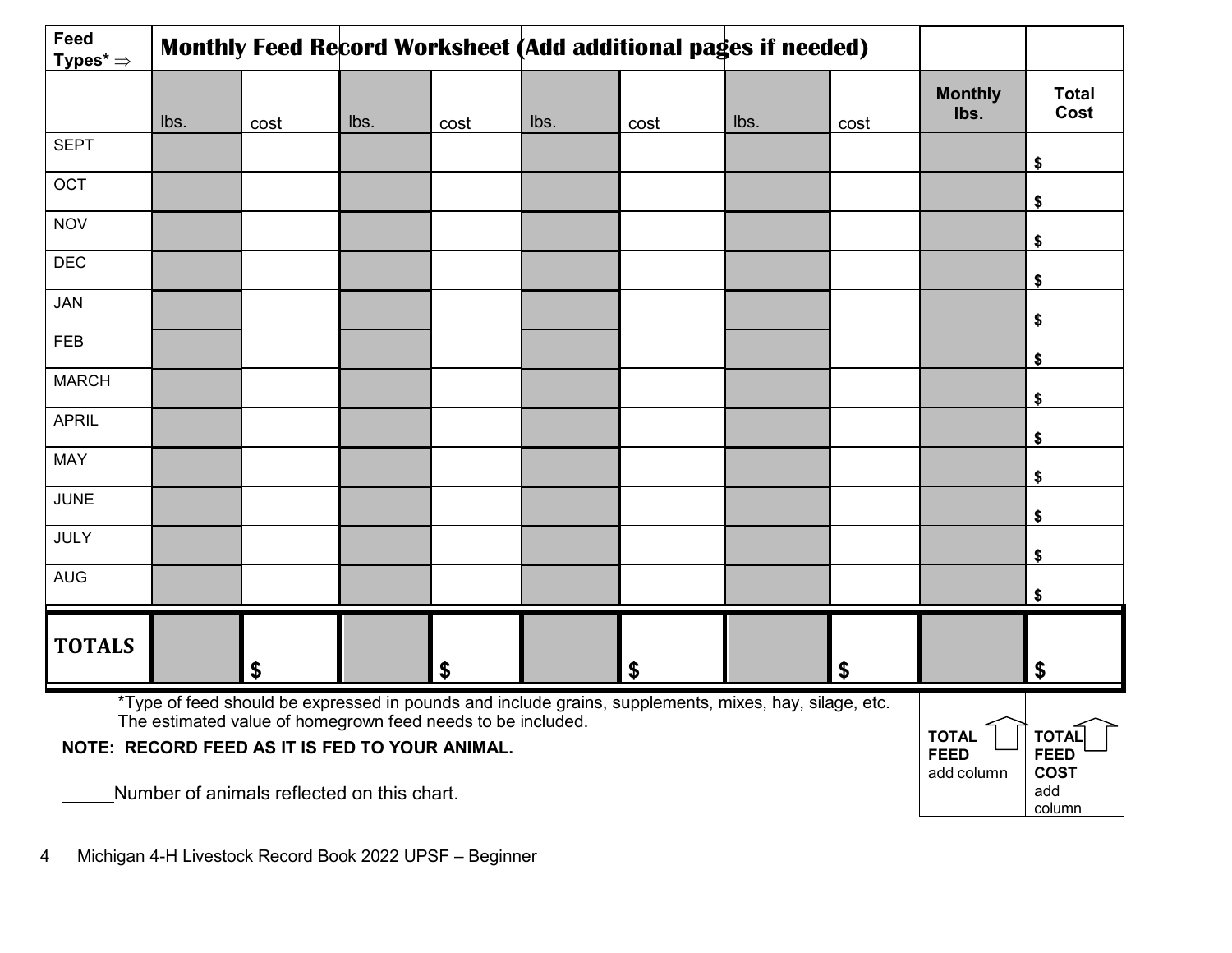| Feed Types* ⇒ | Monthly Feed Record Worksheet (Add additional pages if needed) | | | | | | | | | |
|---|---|---|---|---|---|---|---|---|---|---|
| | lbs. | cost | lbs. | cost | lbs. | cost | lbs. | cost | Monthly lbs. | Total Cost |
| SEPT | | | | | | | | | | $ |
| OCT | | | | | | | | | | $ |
| NOV | | | | | | | | | | $ |
| DEC | | | | | | | | | | $ |
| JAN | | | | | | | | | | $ |
| FEB | | | | | | | | | | $ |
| MARCH | | | | | | | | | | $ |
| APRIL | | | | | | | | | | $ |
| MAY | | | | | | | | | | $ |
| JUNE | | | | | | | | | | $ |
| JULY | | | | | | | | | | $ |
| AUG | | | | | | | | | | $ |
| **TOTALS** | | $ | | $ | | $ | | $ | | $ |
| | | | | | | | | | **TOTAL FEED** add column | **TOTAL FEED COST** add column |

*Type of feed should be expressed in pounds and include grains, supplements, mixes, hay, silage, etc. The estimated value of homegrown feed needs to be included.

**NOTE: RECORD FEED AS IT IS FED TO YOUR ANIMAL.**

_____Number of animals reflected on this chart.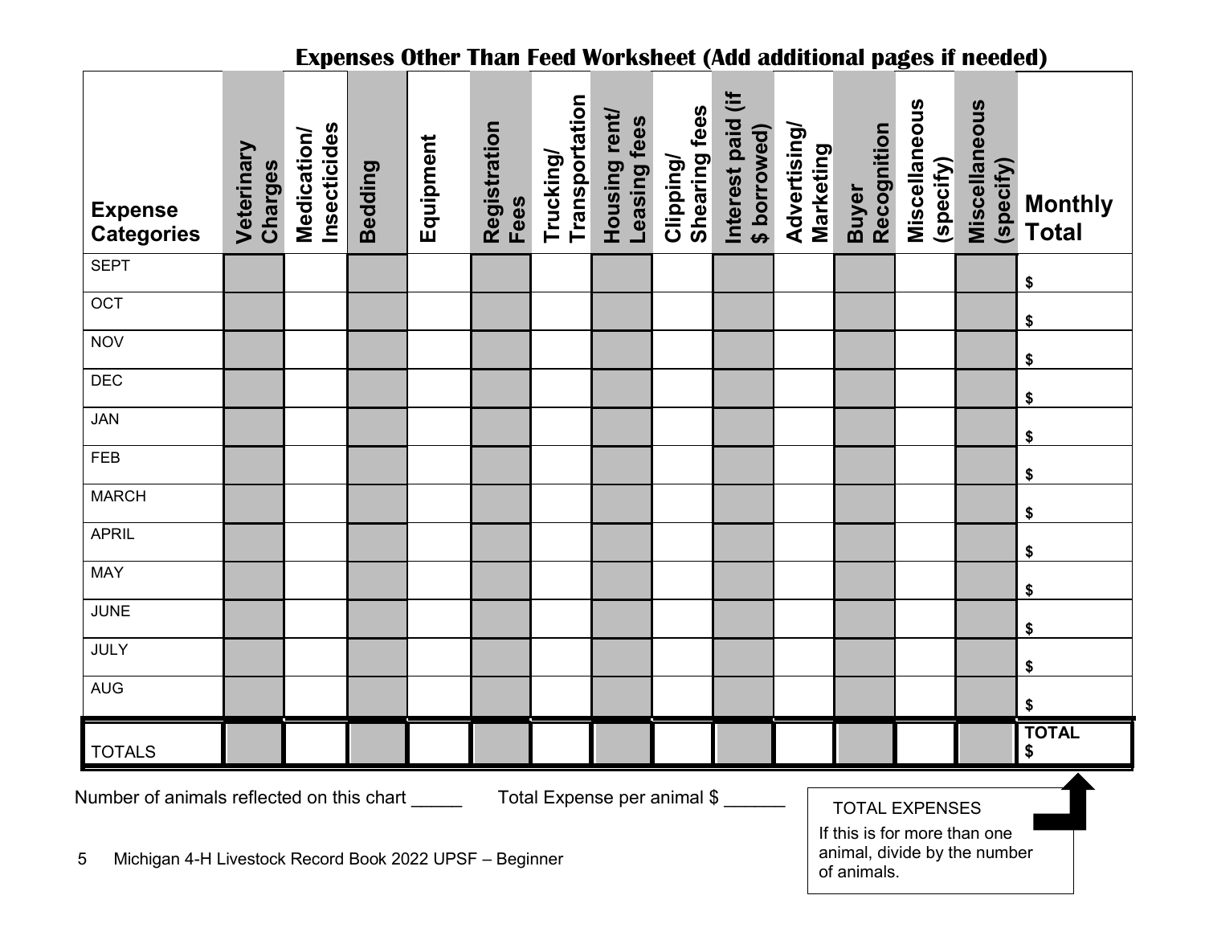## Expenses Other Than Feed Worksheet (Add additional pages if needed)

| Expense Categories | Veterinary Charges | Medication/ Insecticides | Bedding | Equipment | Registration Fees | Trucking/ Transportation | Housing rent/ Leasing fees | Clipping/ Shearing fees | Interest paid (if $ borrowed) | Advertising/ Marketing | Buyer Recognition | Miscellaneous (specify) | Miscellaneous (specify) | Monthly Total |
|---|---|---|---|---|---|---|---|---|---|---|---|---|---|---|
| SEPT | | | | | | | | | | | | | | $ |
| OCT | | | | | | | | | | | | | | $ |
| NOV | | | | | | | | | | | | | | $ |
| DEC | | | | | | | | | | | | | | $ |
| JAN | | | | | | | | | | | | | | $ |
| FEB | | | | | | | | | | | | | | $ |
| MARCH | | | | | | | | | | | | | | $ |
| APRIL | | | | | | | | | | | | | | $ |
| MAY | | | | | | | | | | | | | | $ |
| JUNE | | | | | | | | | | | | | | $ |
| JULY | | | | | | | | | | | | | | $ |
| AUG | | | | | | | | | | | | | | $ |
| TOTALS | | | | | | | | | | | | | | TOTAL $ |

Number of animals reflected on this chart _____ Total Expense per animal $ ______

TOTAL EXPENSES

If this is for more than one animal, divide by the number of animals.

Michigan 4-H Livestock Record Book 2022 UPSF – Beginner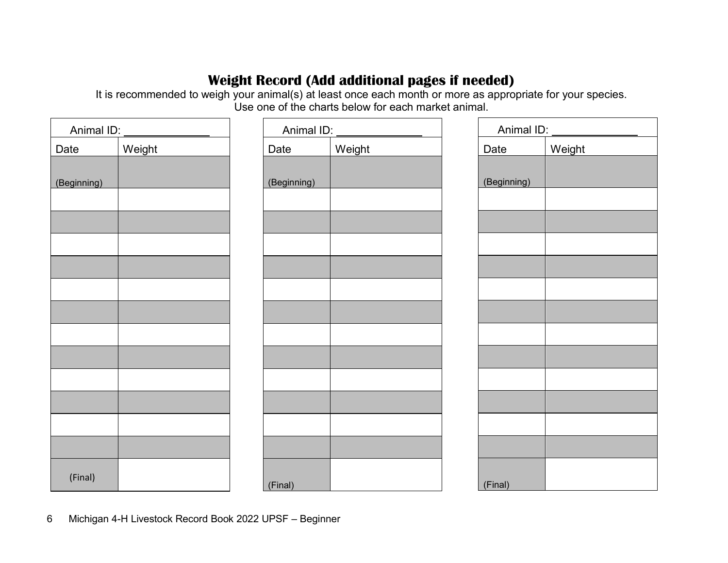## Weight Record (Add additional pages if needed)

It is recommended to weigh your animal(s) at least once each month or more as appropriate for your species.
Use one of the charts below for each market animal.

| Animal ID: ______________ | |
|---|---|
| Date | Weight |
| (Beginning) | |
| | |
| | |
| | |
| | |
| | |
| | |
| | |
| | |
| | |
| | |
| | |
| | |
| (Final) | |

| Animal ID: ______________ | |
|---|---|
| Date | Weight |
| (Beginning) | |
| | |
| | |
| | |
| | |
| | |
| | |
| | |
| | |
| | |
| | |
| | |
| | |
| (Final) | |

| Animal ID: ______________ | |
|---|---|
| Date | Weight |
| (Beginning) | |
| | |
| | |
| | |
| | |
| | |
| | |
| | |
| | |
| | |
| | |
| | |
| | |
| (Final) | |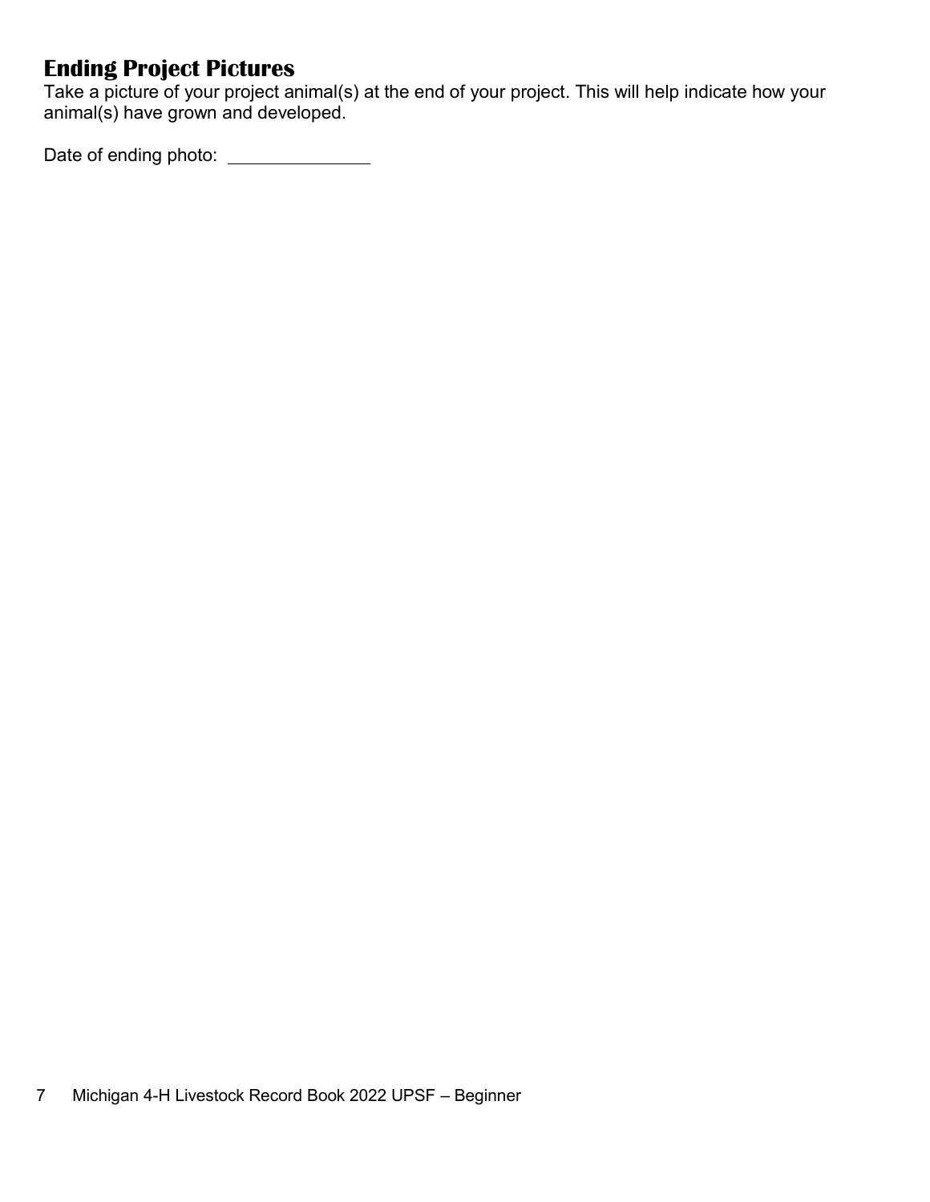## Ending Project Pictures

Take a picture of your project animal(s) at the end of your project. This will help indicate how your animal(s) have grown and developed.

Date of ending photo: ______________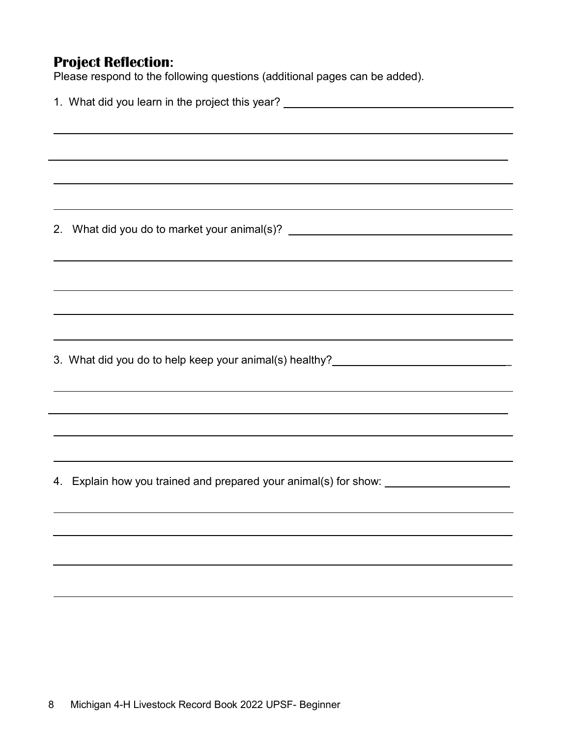## Project Reflection:

Please respond to the following questions (additional pages can be added).

1. What did you learn in the project this year?

2. What did you do to market your animal(s)?

3. What did you do to help keep your animal(s) healthy?

4. Explain how you trained and prepared your animal(s) for show: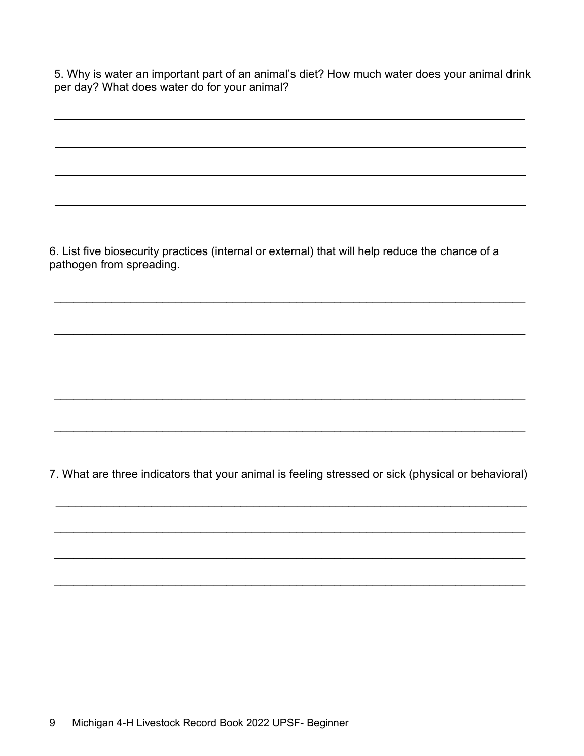5. Why is water an important part of an animal's diet? How much water does your animal drink per day? What does water do for your animal?

\_\_\_\_\_\_\_\_\_\_\_\_\_\_\_\_\_\_\_\_\_\_\_\_\_\_\_\_\_\_\_\_\_\_\_\_\_\_\_\_\_\_\_\_\_\_\_\_\_\_\_\_\_\_\_\_\_\_\_\_\_\_\_\_\_\_\_\_\_\_\_\_\_\_\_\_

\_\_\_\_\_\_\_\_\_\_\_\_\_\_\_\_\_\_\_\_\_\_\_\_\_\_\_\_\_\_\_\_\_\_\_\_\_\_\_\_\_\_\_\_\_\_\_\_\_\_\_\_\_\_\_\_\_\_\_\_\_\_\_\_\_\_\_\_\_\_\_\_\_\_\_\_

\_\_\_\_\_\_\_\_\_\_\_\_\_\_\_\_\_\_\_\_\_\_\_\_\_\_\_\_\_\_\_\_\_\_\_\_\_\_\_\_\_\_\_\_\_\_\_\_\_\_\_\_\_\_\_\_\_\_\_\_\_\_\_\_\_\_\_\_\_\_\_\_\_\_\_\_

\_\_\_\_\_\_\_\_\_\_\_\_\_\_\_\_\_\_\_\_\_\_\_\_\_\_\_\_\_\_\_\_\_\_\_\_\_\_\_\_\_\_\_\_\_\_\_\_\_\_\_\_\_\_\_\_\_\_\_\_\_\_\_\_\_\_\_\_\_\_\_\_\_\_\_\_

\_\_\_\_\_\_\_\_\_\_\_\_\_\_\_\_\_\_\_\_\_\_\_\_\_\_\_\_\_\_\_\_\_\_\_\_\_\_\_\_\_\_\_\_\_\_\_\_\_\_\_\_\_\_\_\_\_\_\_\_\_\_\_\_\_\_\_\_\_\_\_\_\_\_\_\_

6. List five biosecurity practices (internal or external) that will help reduce the chance of a pathogen from spreading.

\_\_\_\_\_\_\_\_\_\_\_\_\_\_\_\_\_\_\_\_\_\_\_\_\_\_\_\_\_\_\_\_\_\_\_\_\_\_\_\_\_\_\_\_\_\_\_\_\_\_\_\_\_\_\_\_\_\_\_\_\_\_\_\_\_\_\_\_\_\_\_\_\_\_\_\_

\_\_\_\_\_\_\_\_\_\_\_\_\_\_\_\_\_\_\_\_\_\_\_\_\_\_\_\_\_\_\_\_\_\_\_\_\_\_\_\_\_\_\_\_\_\_\_\_\_\_\_\_\_\_\_\_\_\_\_\_\_\_\_\_\_\_\_\_\_\_\_\_\_\_\_\_

\_\_\_\_\_\_\_\_\_\_\_\_\_\_\_\_\_\_\_\_\_\_\_\_\_\_\_\_\_\_\_\_\_\_\_\_\_\_\_\_\_\_\_\_\_\_\_\_\_\_\_\_\_\_\_\_\_\_\_\_\_\_\_\_\_\_\_\_\_\_\_\_\_\_\_\_

\_\_\_\_\_\_\_\_\_\_\_\_\_\_\_\_\_\_\_\_\_\_\_\_\_\_\_\_\_\_\_\_\_\_\_\_\_\_\_\_\_\_\_\_\_\_\_\_\_\_\_\_\_\_\_\_\_\_\_\_\_\_\_\_\_\_\_\_\_\_\_\_\_\_\_\_

\_\_\_\_\_\_\_\_\_\_\_\_\_\_\_\_\_\_\_\_\_\_\_\_\_\_\_\_\_\_\_\_\_\_\_\_\_\_\_\_\_\_\_\_\_\_\_\_\_\_\_\_\_\_\_\_\_\_\_\_\_\_\_\_\_\_\_\_\_\_\_\_\_\_\_\_

7. What are three indicators that your animal is feeling stressed or sick (physical or behavioral)

\_\_\_\_\_\_\_\_\_\_\_\_\_\_\_\_\_\_\_\_\_\_\_\_\_\_\_\_\_\_\_\_\_\_\_\_\_\_\_\_\_\_\_\_\_\_\_\_\_\_\_\_\_\_\_\_\_\_\_\_\_\_\_\_\_\_\_\_\_\_\_\_\_\_\_\_

\_\_\_\_\_\_\_\_\_\_\_\_\_\_\_\_\_\_\_\_\_\_\_\_\_\_\_\_\_\_\_\_\_\_\_\_\_\_\_\_\_\_\_\_\_\_\_\_\_\_\_\_\_\_\_\_\_\_\_\_\_\_\_\_\_\_\_\_\_\_\_\_\_\_\_\_

\_\_\_\_\_\_\_\_\_\_\_\_\_\_\_\_\_\_\_\_\_\_\_\_\_\_\_\_\_\_\_\_\_\_\_\_\_\_\_\_\_\_\_\_\_\_\_\_\_\_\_\_\_\_\_\_\_\_\_\_\_\_\_\_\_\_\_\_\_\_\_\_\_\_\_\_

\_\_\_\_\_\_\_\_\_\_\_\_\_\_\_\_\_\_\_\_\_\_\_\_\_\_\_\_\_\_\_\_\_\_\_\_\_\_\_\_\_\_\_\_\_\_\_\_\_\_\_\_\_\_\_\_\_\_\_\_\_\_\_\_\_\_\_\_\_\_\_\_\_\_\_\_

\_\_\_\_\_\_\_\_\_\_\_\_\_\_\_\_\_\_\_\_\_\_\_\_\_\_\_\_\_\_\_\_\_\_\_\_\_\_\_\_\_\_\_\_\_\_\_\_\_\_\_\_\_\_\_\_\_\_\_\_\_\_\_\_\_\_\_\_\_\_\_\_\_\_\_\_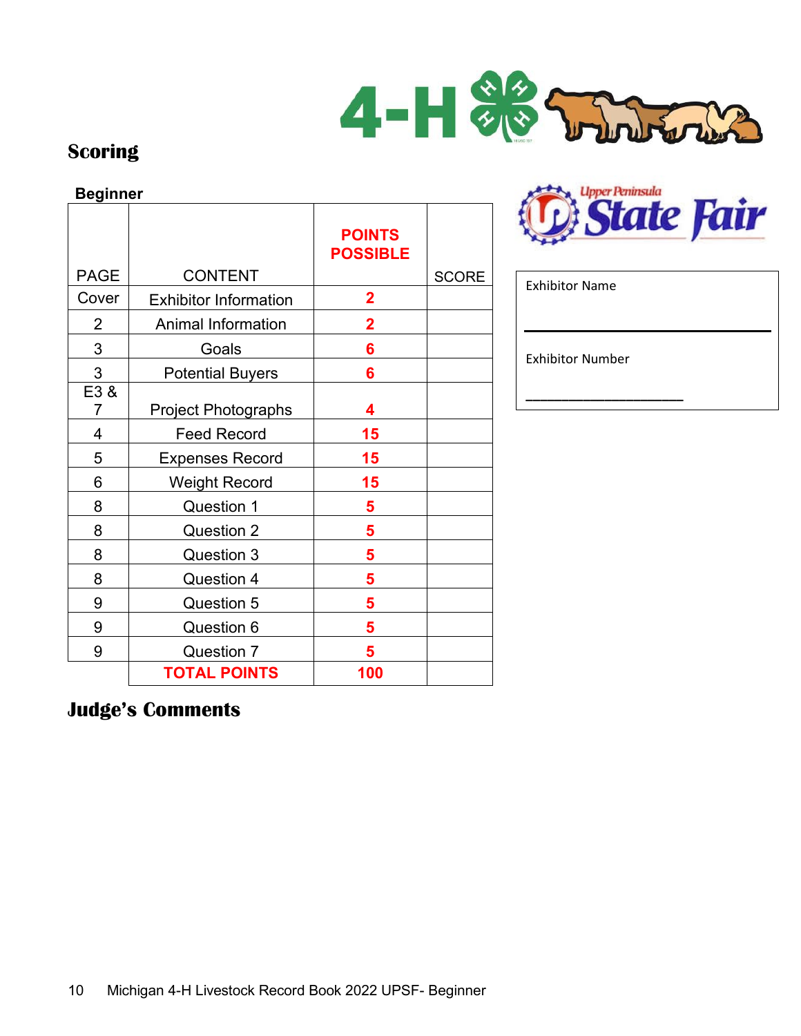## Scoring

**Beginner**

| PAGE | CONTENT | POINTS POSSIBLE | SCORE |
|---|---|---|---|
| Cover | Exhibitor Information | 2 | |
| 2 | Animal Information | 2 | |
| 3 | Goals | 6 | |
| 3 | Potential Buyers | 6 | |
| E3 & 7 | Project Photographs | 4 | |
| 4 | Feed Record | 15 | |
| 5 | Expenses Record | 15 | |
| 6 | Weight Record | 15 | |
| 8 | Question 1 | 5 | |
| 8 | Question 2 | 5 | |
| 8 | Question 3 | 5 | |
| 8 | Question 4 | 5 | |
| 9 | Question 5 | 5 | |
| 9 | Question 6 | 5 | |
| 9 | Question 7 | 5 | |
| | **TOTAL POINTS** | **100** | |

Exhibitor Name

______________________________

Exhibitor Number

______________________

## Judge's Comments